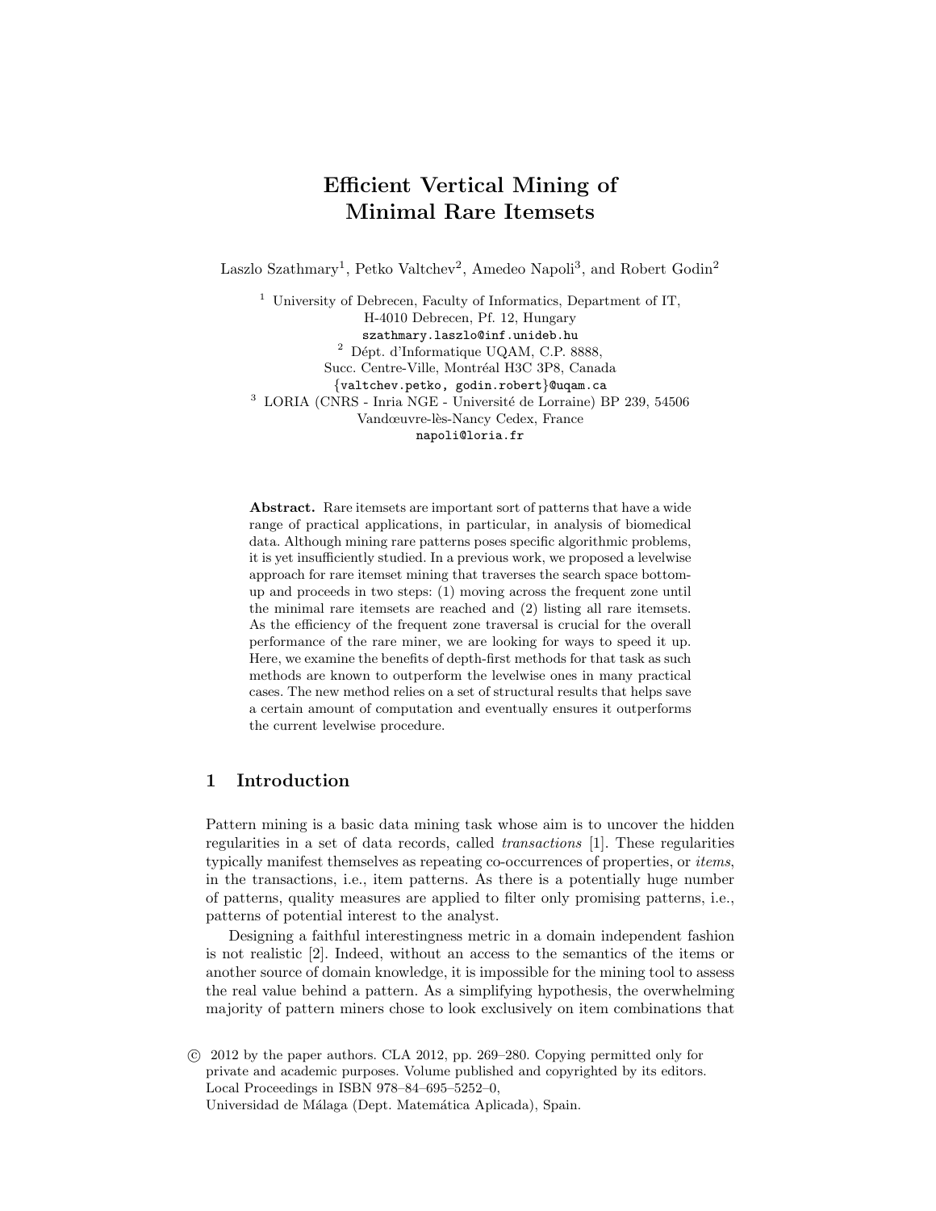# Efficient Vertical Mining of Minimal Rare Itemsets

Laszlo Szathmary[1], Petko Valtchev[2], Amedeo Napoli[3], and Robert Godin[2]

[1] University of Debrecen, Faculty of Informatics, Department of IT, H-4010 Debrecen, Pf. 12, Hungary
szathmary.laszlo@inf.unideb.hu

[2] Dépt. d'Informatique UQAM, C.P. 8888, Succ. Centre-Ville, Montréal H3C 3P8, Canada
{valtchev.petko, godin.robert}@uqam.ca

[3] LORIA (CNRS - Inria NGE - Université de Lorraine) BP 239, 54506 Vandœuvre-lès-Nancy Cedex, France
napoli@loria.fr

**Abstract.** Rare itemsets are important sort of patterns that have a wide range of practical applications, in particular, in analysis of biomedical data. Although mining rare patterns poses specific algorithmic problems, it is yet insufficiently studied. In a previous work, we proposed a levelwise approach for rare itemset mining that traverses the search space bottom-up and proceeds in two steps: (1) moving across the frequent zone until the minimal rare itemsets are reached and (2) listing all rare itemsets. As the efficiency of the frequent zone traversal is crucial for the overall performance of the rare miner, we are looking for ways to speed it up. Here, we examine the benefits of depth-first methods for that task as such methods are known to outperform the levelwise ones in many practical cases. The new method relies on a set of structural results that helps save a certain amount of computation and eventually ensures it outperforms the current levelwise procedure.

## 1 Introduction

Pattern mining is a basic data mining task whose aim is to uncover the hidden regularities in a set of data records, called *transactions* [1]. These regularities typically manifest themselves as repeating co-occurrences of properties, or *items*, in the transactions, i.e., item patterns. As there is a potentially huge number of patterns, quality measures are applied to filter only promising patterns, i.e., patterns of potential interest to the analyst.

Designing a faithful interestingness metric in a domain independent fashion is not realistic [2]. Indeed, without an access to the semantics of the items or another source of domain knowledge, it is impossible for the mining tool to assess the real value behind a pattern. As a simplifying hypothesis, the overwhelming majority of pattern miners chose to look exclusively on item combinations that

© 2012 by the paper authors. CLA 2012, pp. 269–280. Copying permitted only for private and academic purposes. Volume published and copyrighted by its editors. Local Proceedings in ISBN 978–84–695–5252–0, Universidad de Málaga (Dept. Matemática Aplicada), Spain.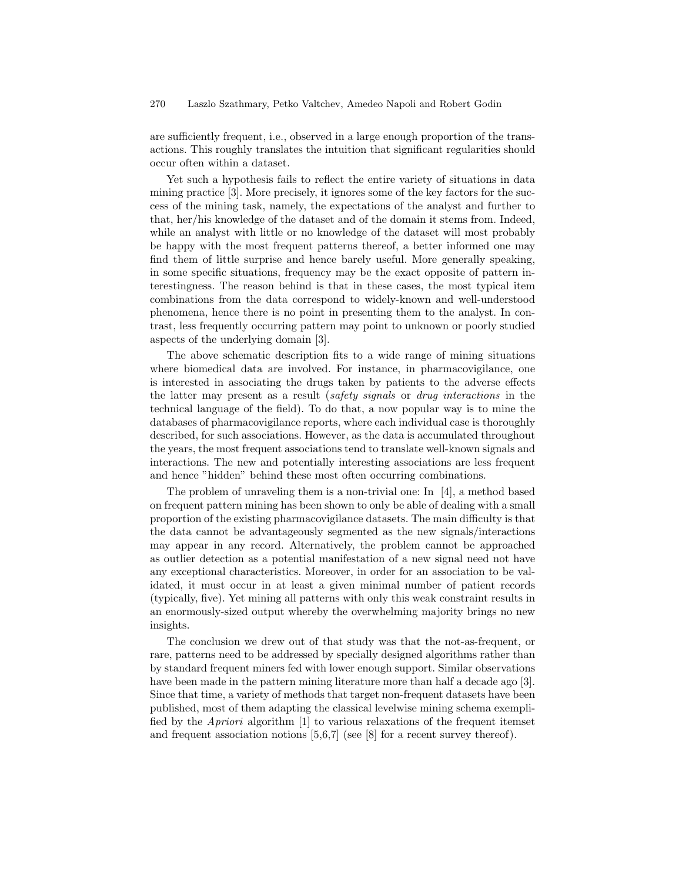are sufficiently frequent, i.e., observed in a large enough proportion of the transactions. This roughly translates the intuition that significant regularities should occur often within a dataset.

Yet such a hypothesis fails to reflect the entire variety of situations in data mining practice [3]. More precisely, it ignores some of the key factors for the success of the mining task, namely, the expectations of the analyst and further to that, her/his knowledge of the dataset and of the domain it stems from. Indeed, while an analyst with little or no knowledge of the dataset will most probably be happy with the most frequent patterns thereof, a better informed one may find them of little surprise and hence barely useful. More generally speaking, in some specific situations, frequency may be the exact opposite of pattern interestingness. The reason behind is that in these cases, the most typical item combinations from the data correspond to widely-known and well-understood phenomena, hence there is no point in presenting them to the analyst. In contrast, less frequently occurring pattern may point to unknown or poorly studied aspects of the underlying domain [3].

The above schematic description fits to a wide range of mining situations where biomedical data are involved. For instance, in pharmacovigilance, one is interested in associating the drugs taken by patients to the adverse effects the latter may present as a result (*safety signals* or *drug interactions* in the technical language of the field). To do that, a now popular way is to mine the databases of pharmacovigilance reports, where each individual case is thoroughly described, for such associations. However, as the data is accumulated throughout the years, the most frequent associations tend to translate well-known signals and interactions. The new and potentially interesting associations are less frequent and hence "hidden" behind these most often occurring combinations.

The problem of unraveling them is a non-trivial one: In [4], a method based on frequent pattern mining has been shown to only be able of dealing with a small proportion of the existing pharmacovigilance datasets. The main difficulty is that the data cannot be advantageously segmented as the new signals/interactions may appear in any record. Alternatively, the problem cannot be approached as outlier detection as a potential manifestation of a new signal need not have any exceptional characteristics. Moreover, in order for an association to be validated, it must occur in at least a given minimal number of patient records (typically, five). Yet mining all patterns with only this weak constraint results in an enormously-sized output whereby the overwhelming majority brings no new insights.

The conclusion we drew out of that study was that the not-as-frequent, or rare, patterns need to be addressed by specially designed algorithms rather than by standard frequent miners fed with lower enough support. Similar observations have been made in the pattern mining literature more than half a decade ago [3]. Since that time, a variety of methods that target non-frequent datasets have been published, most of them adapting the classical levelwise mining schema exemplified by the *Apriori* algorithm [1] to various relaxations of the frequent itemset and frequent association notions [5,6,7] (see [8] for a recent survey thereof).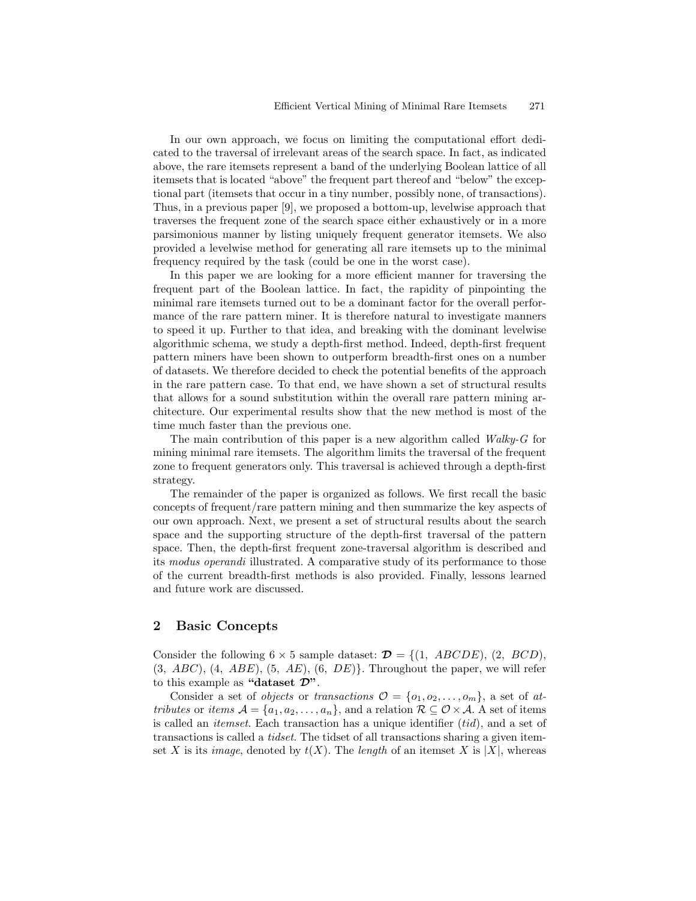In our own approach, we focus on limiting the computational effort dedicated to the traversal of irrelevant areas of the search space. In fact, as indicated above, the rare itemsets represent a band of the underlying Boolean lattice of all itemsets that is located "above" the frequent part thereof and "below" the exceptional part (itemsets that occur in a tiny number, possibly none, of transactions). Thus, in a previous paper [9], we proposed a bottom-up, levelwise approach that traverses the frequent zone of the search space either exhaustively or in a more parsimonious manner by listing uniquely frequent generator itemsets. We also provided a levelwise method for generating all rare itemsets up to the minimal frequency required by the task (could be one in the worst case).

In this paper we are looking for a more efficient manner for traversing the frequent part of the Boolean lattice. In fact, the rapidity of pinpointing the minimal rare itemsets turned out to be a dominant factor for the overall performance of the rare pattern miner. It is therefore natural to investigate manners to speed it up. Further to that idea, and breaking with the dominant levelwise algorithmic schema, we study a depth-first method. Indeed, depth-first frequent pattern miners have been shown to outperform breadth-first ones on a number of datasets. We therefore decided to check the potential benefits of the approach in the rare pattern case. To that end, we have shown a set of structural results that allows for a sound substitution within the overall rare pattern mining architecture. Our experimental results show that the new method is most of the time much faster than the previous one.

The main contribution of this paper is a new algorithm called *Walky-G* for mining minimal rare itemsets. The algorithm limits the traversal of the frequent zone to frequent generators only. This traversal is achieved through a depth-first strategy.

The remainder of the paper is organized as follows. We first recall the basic concepts of frequent/rare pattern mining and then summarize the key aspects of our own approach. Next, we present a set of structural results about the search space and the supporting structure of the depth-first traversal of the pattern space. Then, the depth-first frequent zone-traversal algorithm is described and its *modus operandi* illustrated. A comparative study of its performance to those of the current breadth-first methods is also provided. Finally, lessons learned and future work are discussed.

## 2 Basic Concepts

Consider the following $6 \times 5$ sample dataset: $\boldsymbol{\mathcal{D}} = \{(1,\ ABCDE), (2,\ BCD), (3,\ ABC), (4,\ ABE), (5,\ AE), (6,\ DE)\}$. Throughout the paper, we will refer to this example as **"dataset $\boldsymbol{\mathcal{D}}$"**.

Consider a set of *objects* or *transactions* $\mathcal{O} = \{o_1, o_2, \ldots, o_m\}$, a set of *attributes* or *items* $\mathcal{A} = \{a_1, a_2, \ldots, a_n\}$, and a relation $\mathcal{R} \subseteq \mathcal{O} \times \mathcal{A}$. A set of items is called an *itemset*. Each transaction has a unique identifier (*tid*), and a set of transactions is called a *tidset*. The tidset of all transactions sharing a given itemset $X$ is its *image*, denoted by $t(X)$. The *length* of an itemset $X$ is $|X|$, whereas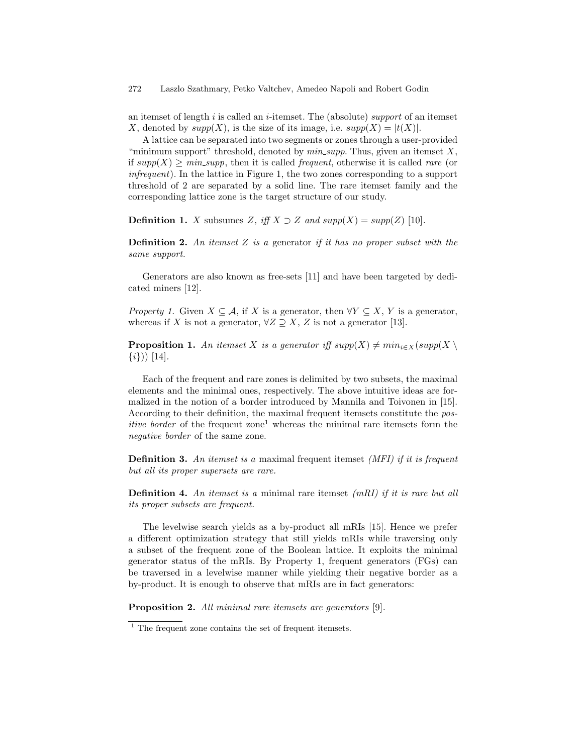an itemset of length $i$ is called an $i$-itemset. The (absolute) *support* of an itemset $X$, denoted by $supp(X)$, is the size of its image, i.e. $supp(X) = |t(X)|$.

A lattice can be separated into two segments or zones through a user-provided "minimum support" threshold, denoted by $min\_supp$. Thus, given an itemset $X$, if $supp(X) \geq min\_supp$, then it is called *frequent*, otherwise it is called *rare* (or *infrequent*). In the lattice in Figure 1, the two zones corresponding to a support threshold of 2 are separated by a solid line. The rare itemset family and the corresponding lattice zone is the target structure of our study.

**Definition 1.** *$X$* subsumes *$Z$, iff $X \supset Z$ and $supp(X) = supp(Z)$* [10].

**Definition 2.** *An itemset $Z$ is a* generator *if it has no proper subset with the same support.*

Generators are also known as free-sets [11] and have been targeted by dedicated miners [12].

*Property 1.* Given $X \subseteq \mathcal{A}$, if $X$ is a generator, then $\forall Y \subseteq X$, $Y$ is a generator, whereas if $X$ is not a generator, $\forall Z \supseteq X$, $Z$ is not a generator [13].

**Proposition 1.** *An itemset $X$ is a generator iff $supp(X) \neq min_{i \in X}(supp(X \setminus \{i\}))$* [14].

Each of the frequent and rare zones is delimited by two subsets, the maximal elements and the minimal ones, respectively. The above intuitive ideas are formalized in the notion of a border introduced by Mannila and Toivonen in [15]. According to their definition, the maximal frequent itemsets constitute the *positive border* of the frequent zone[1] whereas the minimal rare itemsets form the *negative border* of the same zone.

**Definition 3.** *An itemset is a* maximal frequent itemset *(MFI) if it is frequent but all its proper supersets are rare.*

**Definition 4.** *An itemset is a* minimal rare itemset *(mRI) if it is rare but all its proper subsets are frequent.*

The levelwise search yields as a by-product all mRIs [15]. Hence we prefer a different optimization strategy that still yields mRIs while traversing only a subset of the frequent zone of the Boolean lattice. It exploits the minimal generator status of the mRIs. By Property 1, frequent generators (FGs) can be traversed in a levelwise manner while yielding their negative border as a by-product. It is enough to observe that mRIs are in fact generators:

**Proposition 2.** *All minimal rare itemsets are generators* [9].

[1] The frequent zone contains the set of frequent itemsets.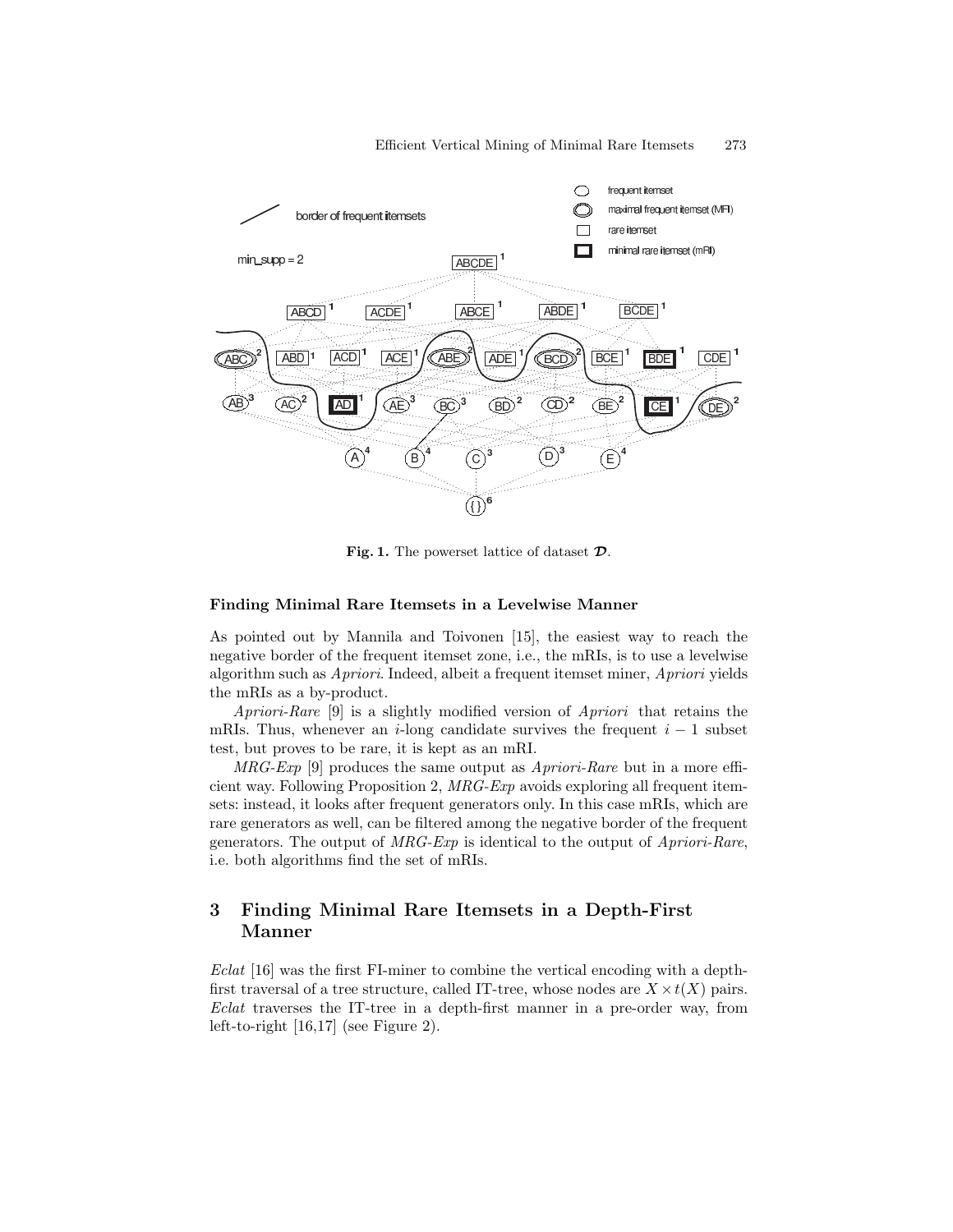**Fig. 1.** The powerset lattice of dataset $\mathcal{D}$.

#### Finding Minimal Rare Itemsets in a Levelwise Manner

As pointed out by Mannila and Toivonen [15], the easiest way to reach the negative border of the frequent itemset zone, i.e., the mRIs, is to use a levelwise algorithm such as *Apriori*. Indeed, albeit a frequent itemset miner, *Apriori* yields the mRIs as a by-product.

*Apriori-Rare* [9] is a slightly modified version of *Apriori* that retains the mRIs. Thus, whenever an $i$-long candidate survives the frequent $i-1$ subset test, but proves to be rare, it is kept as an mRI.

*MRG-Exp* [9] produces the same output as *Apriori-Rare* but in a more efficient way. Following Proposition 2, *MRG-Exp* avoids exploring all frequent itemsets: instead, it looks after frequent generators only. In this case mRIs, which are rare generators as well, can be filtered among the negative border of the frequent generators. The output of *MRG-Exp* is identical to the output of *Apriori-Rare*, i.e. both algorithms find the set of mRIs.

## 3 Finding Minimal Rare Itemsets in a Depth-First Manner

*Eclat* [16] was the first FI-miner to combine the vertical encoding with a depth-first traversal of a tree structure, called IT-tree, whose nodes are $X \times t(X)$ pairs. *Eclat* traverses the IT-tree in a depth-first manner in a pre-order way, from left-to-right [16,17] (see Figure 2).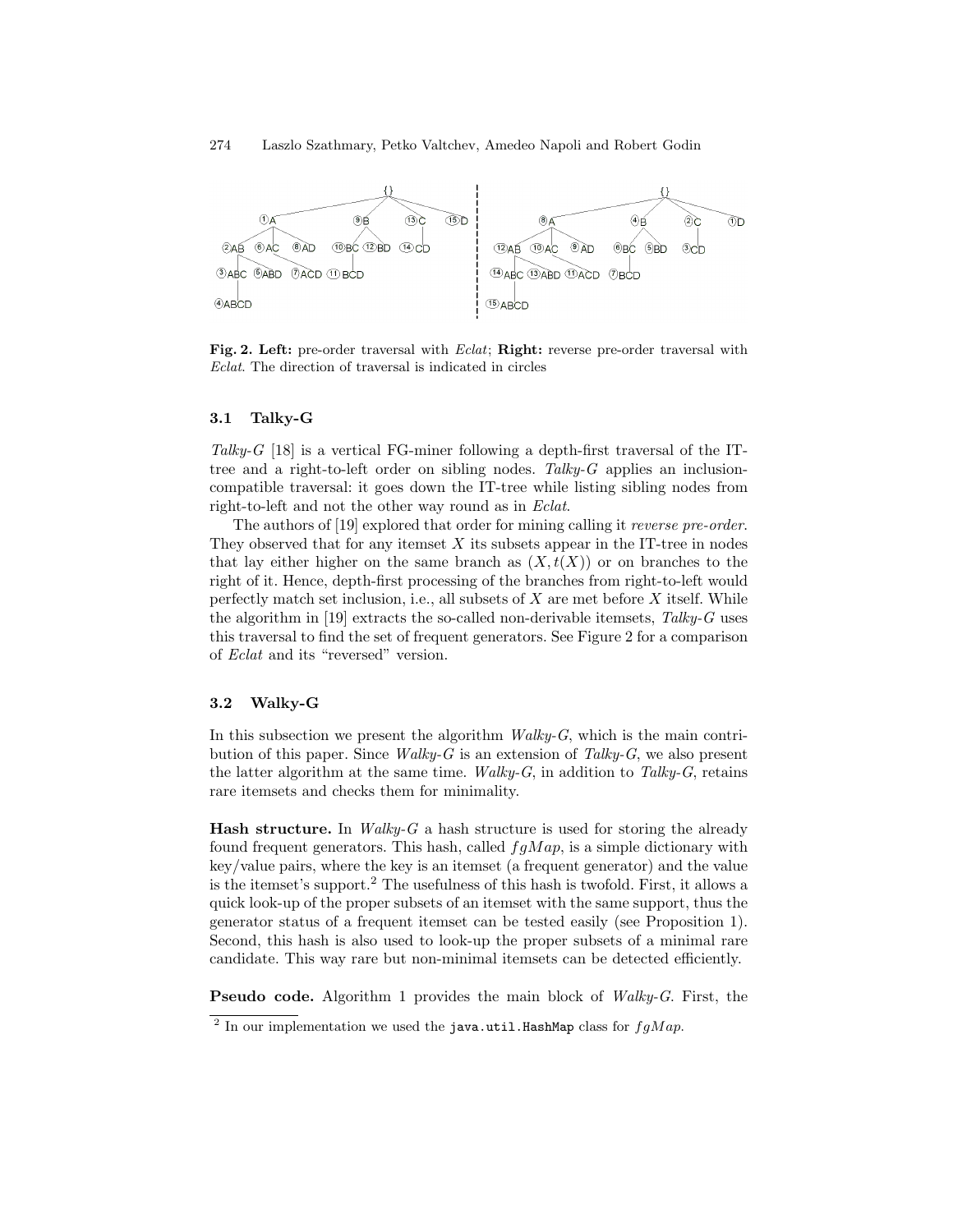Fig. 2. **Left:** pre-order traversal with *Eclat*; **Right:** reverse pre-order traversal with *Eclat*. The direction of traversal is indicated in circles

### 3.1 Talky-G

*Talky-G* [18] is a vertical FG-miner following a depth-first traversal of the IT-tree and a right-to-left order on sibling nodes. *Talky-G* applies an inclusion-compatible traversal: it goes down the IT-tree while listing sibling nodes from right-to-left and not the other way round as in *Eclat*.

The authors of [19] explored that order for mining calling it *reverse pre-order*. They observed that for any itemset $X$ its subsets appear in the IT-tree in nodes that lay either higher on the same branch as $(X, t(X))$ or on branches to the right of it. Hence, depth-first processing of the branches from right-to-left would perfectly match set inclusion, i.e., all subsets of $X$ are met before $X$ itself. While the algorithm in [19] extracts the so-called non-derivable itemsets, *Talky-G* uses this traversal to find the set of frequent generators. See Figure 2 for a comparison of *Eclat* and its "reversed" version.

### 3.2 Walky-G

In this subsection we present the algorithm *Walky-G*, which is the main contribution of this paper. Since *Walky-G* is an extension of *Talky-G*, we also present the latter algorithm at the same time. *Walky-G*, in addition to *Talky-G*, retains rare itemsets and checks them for minimality.

**Hash structure.** In *Walky-G* a hash structure is used for storing the already found frequent generators. This hash, called $fgMap$, is a simple dictionary with key/value pairs, where the key is an itemset (a frequent generator) and the value is the itemset's support.[2] The usefulness of this hash is twofold. First, it allows a quick look-up of the proper subsets of an itemset with the same support, thus the generator status of a frequent itemset can be tested easily (see Proposition 1). Second, this hash is also used to look-up the proper subsets of a minimal rare candidate. This way rare but non-minimal itemsets can be detected efficiently.

**Pseudo code.** Algorithm 1 provides the main block of *Walky-G*. First, the

[2] In our implementation we used the `java.util.HashMap` class for $fgMap$.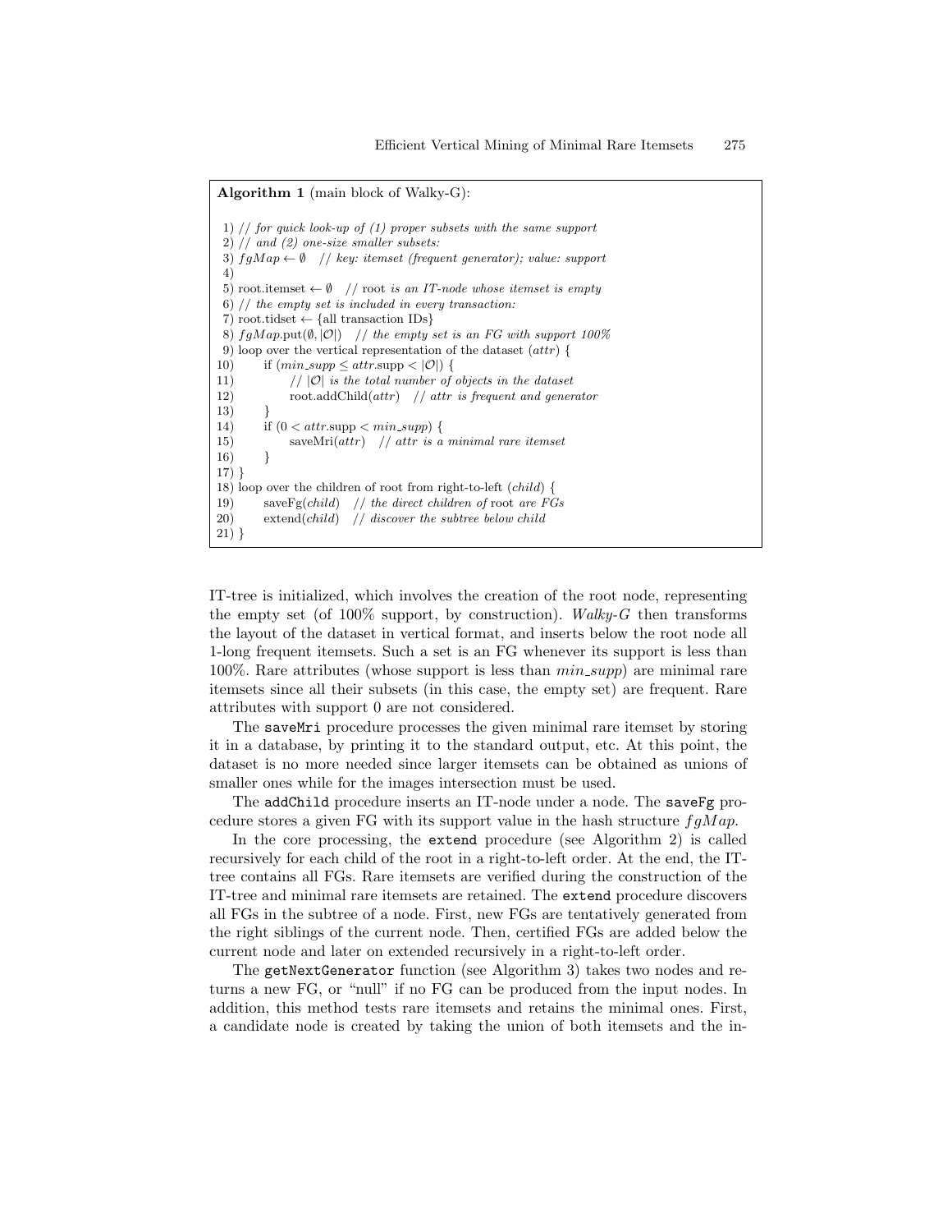**Algorithm 1** (main block of Walky-G):

```
 1) // for quick look-up of (1) proper subsets with the same support
 2) // and (2) one-size smaller subsets:
 3) fgMap ← ∅   // key: itemset (frequent generator); value: support
 4)
 5) root.itemset ← ∅   // root is an IT-node whose itemset is empty
 6) // the empty set is included in every transaction:
 7) root.tidset ← {all transaction IDs}
 8) fgMap.put(∅, |O|)   // the empty set is an FG with support 100%
 9) loop over the vertical representation of the dataset (attr) {
10)       if (min_supp ≤ attr.supp < |O|) {
11)             // |O| is the total number of objects in the dataset
12)             root.addChild(attr)   // attr is frequent and generator
13)       }
14)       if (0 < attr.supp < min_supp) {
15)             saveMri(attr)   // attr is a minimal rare itemset
16)       }
17) }
18) loop over the children of root from right-to-left (child) {
19)       saveFg(child)   // the direct children of root are FGs
20)       extend(child)   // discover the subtree below child
21) }
```

IT-tree is initialized, which involves the creation of the root node, representing the empty set (of 100% support, by construction). *Walky-G* then transforms the layout of the dataset in vertical format, and inserts below the root node all 1-long frequent itemsets. Such a set is an FG whenever its support is less than 100%. Rare attributes (whose support is less than $min\_supp$) are minimal rare itemsets since all their subsets (in this case, the empty set) are frequent. Rare attributes with support 0 are not considered.

The `saveMri` procedure processes the given minimal rare itemset by storing it in a database, by printing it to the standard output, etc. At this point, the dataset is no more needed since larger itemsets can be obtained as unions of smaller ones while for the images intersection must be used.

The `addChild` procedure inserts an IT-node under a node. The `saveFg` procedure stores a given FG with its support value in the hash structure $fgMap$.

In the core processing, the `extend` procedure (see Algorithm 2) is called recursively for each child of the root in a right-to-left order. At the end, the IT-tree contains all FGs. Rare itemsets are verified during the construction of the IT-tree and minimal rare itemsets are retained. The `extend` procedure discovers all FGs in the subtree of a node. First, new FGs are tentatively generated from the right siblings of the current node. Then, certified FGs are added below the current node and later on extended recursively in a right-to-left order.

The `getNextGenerator` function (see Algorithm 3) takes two nodes and returns a new FG, or "null" if no FG can be produced from the input nodes. In addition, this method tests rare itemsets and retains the minimal ones. First, a candidate node is created by taking the union of both itemsets and the in-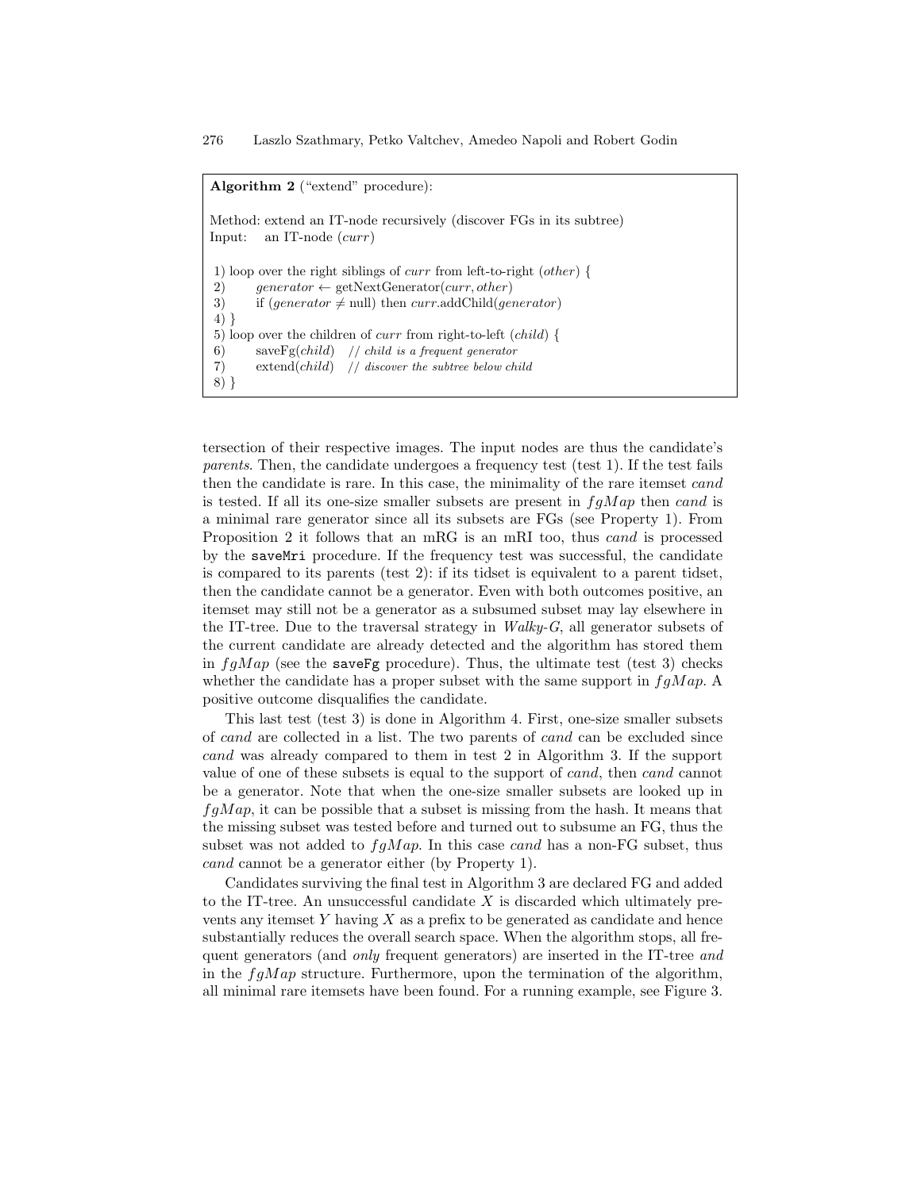**Algorithm 2** ("extend" procedure):

Method: extend an IT-node recursively (discover FGs in its subtree)
Input: an IT-node (*curr*)

```
1) loop over the right siblings of curr from left-to-right (other) {
2)     generator ← getNextGenerator(curr, other)
3)     if (generator ≠ null) then curr.addChild(generator)
4) }
5) loop over the children of curr from right-to-left (child) {
6)     saveFg(child)   // child is a frequent generator
7)     extend(child)   // discover the subtree below child
8) }
```

tersection of their respective images. The input nodes are thus the candidate's *parents*. Then, the candidate undergoes a frequency test (test 1). If the test fails then the candidate is rare. In this case, the minimality of the rare itemset *cand* is tested. If all its one-size smaller subsets are present in $fgMap$ then *cand* is a minimal rare generator since all its subsets are FGs (see Property 1). From Proposition 2 it follows that an mRG is an mRI too, thus *cand* is processed by the `saveMri` procedure. If the frequency test was successful, the candidate is compared to its parents (test 2): if its tidset is equivalent to a parent tidset, then the candidate cannot be a generator. Even with both outcomes positive, an itemset may still not be a generator as a subsumed subset may lay elsewhere in the IT-tree. Due to the traversal strategy in *Walky-G*, all generator subsets of the current candidate are already detected and the algorithm has stored them in $fgMap$ (see the `saveFg` procedure). Thus, the ultimate test (test 3) checks whether the candidate has a proper subset with the same support in $fgMap$. A positive outcome disqualifies the candidate.

This last test (test 3) is done in Algorithm 4. First, one-size smaller subsets of *cand* are collected in a list. The two parents of *cand* can be excluded since *cand* was already compared to them in test 2 in Algorithm 3. If the support value of one of these subsets is equal to the support of *cand*, then *cand* cannot be a generator. Note that when the one-size smaller subsets are looked up in $fgMap$, it can be possible that a subset is missing from the hash. It means that the missing subset was tested before and turned out to subsume an FG, thus the subset was not added to $fgMap$. In this case *cand* has a non-FG subset, thus *cand* cannot be a generator either (by Property 1).

Candidates surviving the final test in Algorithm 3 are declared FG and added to the IT-tree. An unsuccessful candidate $X$ is discarded which ultimately prevents any itemset $Y$ having $X$ as a prefix to be generated as candidate and hence substantially reduces the overall search space. When the algorithm stops, all frequent generators (and *only* frequent generators) are inserted in the IT-tree *and* in the $fgMap$ structure. Furthermore, upon the termination of the algorithm, all minimal rare itemsets have been found. For a running example, see Figure 3.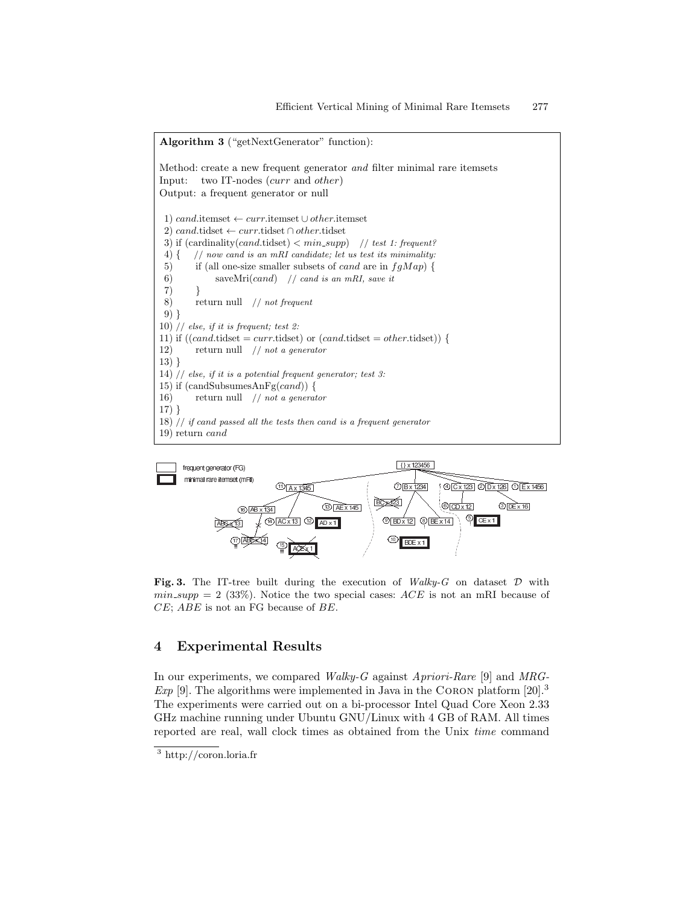**Algorithm 3** ("getNextGenerator" function):

Method: create a new frequent generator *and* filter minimal rare itemsets
Input: two IT-nodes (*curr* and *other*)
Output: a frequent generator or null

```
 1) cand.itemset ← curr.itemset ∪ other.itemset
 2) cand.tidset ← curr.tidset ∩ other.tidset
 3) if (cardinality(cand.tidset) < min_supp)   // test 1: frequent?
 4) {    // now cand is an mRI candidate; let us test its minimality:
 5)      if (all one-size smaller subsets of cand are in fgMap) {
 6)           saveMri(cand)   // cand is an mRI, save it
 7)      }
 8)      return null   // not frequent
 9) }
10) // else, if it is frequent; test 2:
11) if ((cand.tidset = curr.tidset) or (cand.tidset = other.tidset)) {
12)      return null   // not a generator
13) }
14) // else, if it is a potential frequent generator; test 3:
15) if (candSubsumesAnFg(cand)) {
16)      return null   // not a generator
17) }
18) // if cand passed all the tests then cand is a frequent generator
19) return cand
```

**Fig. 3.** The IT-tree built during the execution of *Walky-G* on dataset $\mathcal{D}$ with $min\_supp = 2$ (33%). Notice the two special cases: $ACE$ is not an mRI because of $CE$; $ABE$ is not an FG because of $BE$.

## 4 Experimental Results

In our experiments, we compared *Walky-G* against *Apriori-Rare* [9] and *MRG-Exp* [9]. The algorithms were implemented in Java in the Coron platform [20].[3] The experiments were carried out on a bi-processor Intel Quad Core Xeon 2.33 GHz machine running under Ubuntu GNU/Linux with 4 GB of RAM. All times reported are real, wall clock times as obtained from the Unix *time* command

[3] http://coron.loria.fr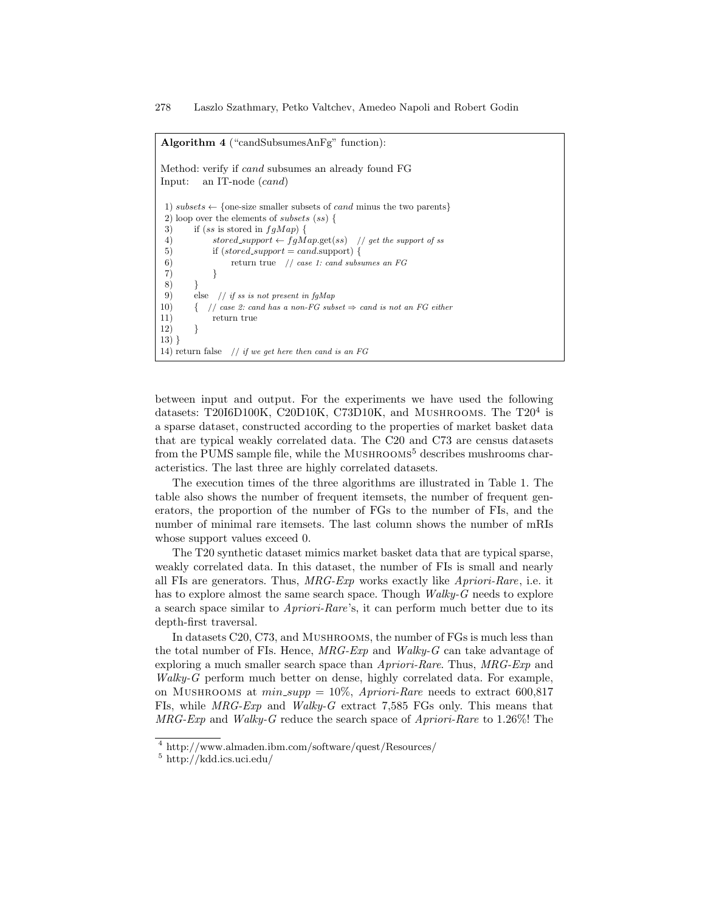**Algorithm 4** ("candSubsumesAnFg" function):

Method: verify if *cand* subsumes an already found FG
Input: an IT-node (*cand*)

```
 1) subsets ← {one-size smaller subsets of cand minus the two parents}
 2) loop over the elements of subsets (ss) {
 3)     if (ss is stored in fgMap) {
 4)         stored_support ← fgMap.get(ss)   // get the support of ss
 5)         if (stored_support = cand.support) {
 6)             return true   // case 1: cand subsumes an FG
 7)         }
 8)     }
 9)     else   // if ss is not present in fgMap
10)     {   // case 2: cand has a non-FG subset ⇒ cand is not an FG either
11)         return true
12)     }
13) }
14) return false   // if we get here then cand is an FG
```

between input and output. For the experiments we have used the following datasets: T20I6D100K, C20D10K, C73D10K, and Mushrooms. The T20[4] is a sparse dataset, constructed according to the properties of market basket data that are typical weakly correlated data. The C20 and C73 are census datasets from the PUMS sample file, while the Mushrooms[5] describes mushrooms characteristics. The last three are highly correlated datasets.

The execution times of the three algorithms are illustrated in Table 1. The table also shows the number of frequent itemsets, the number of frequent generators, the proportion of the number of FGs to the number of FIs, and the number of minimal rare itemsets. The last column shows the number of mRIs whose support values exceed 0.

The T20 synthetic dataset mimics market basket data that are typical sparse, weakly correlated data. In this dataset, the number of FIs is small and nearly all FIs are generators. Thus, *MRG-Exp* works exactly like *Apriori-Rare*, i.e. it has to explore almost the same search space. Though *Walky-G* needs to explore a search space similar to *Apriori-Rare*'s, it can perform much better due to its depth-first traversal.

In datasets C20, C73, and Mushrooms, the number of FGs is much less than the total number of FIs. Hence, *MRG-Exp* and *Walky-G* can take advantage of exploring a much smaller search space than *Apriori-Rare*. Thus, *MRG-Exp* and *Walky-G* perform much better on dense, highly correlated data. For example, on Mushrooms at $min\_supp = 10\%$, *Apriori-Rare* needs to extract 600,817 FIs, while *MRG-Exp* and *Walky-G* extract 7,585 FGs only. This means that *MRG-Exp* and *Walky-G* reduce the search space of *Apriori-Rare* to 1.26%! The

[4] http://www.almaden.ibm.com/software/quest/Resources/

[5] http://kdd.ics.uci.edu/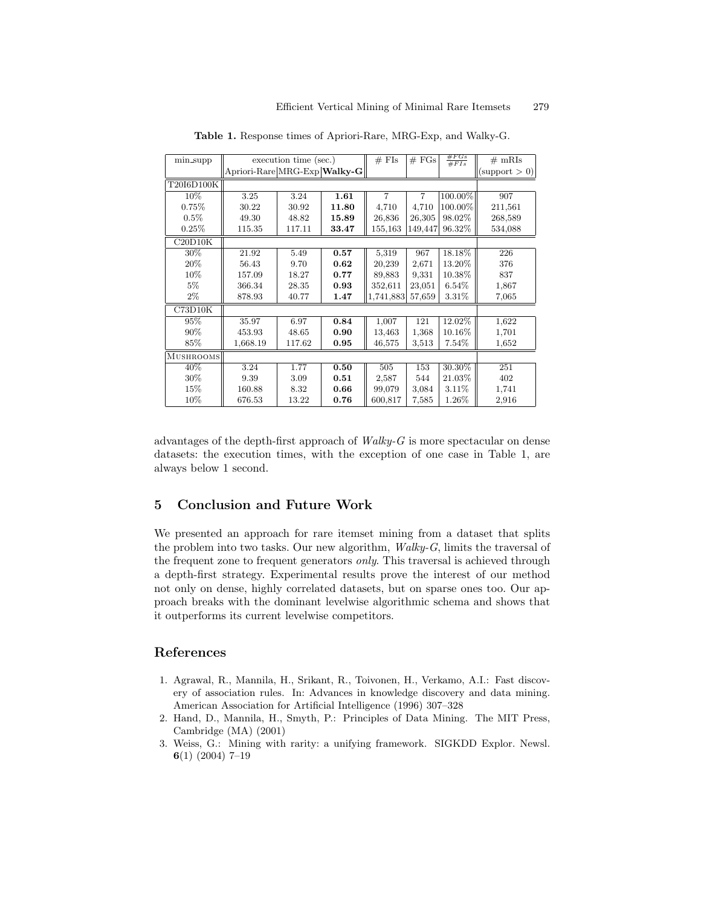**Table 1.** Response times of Apriori-Rare, MRG-Exp, and Walky-G.

| min_supp | execution time (sec.) | | | # FIs | # FGs | $\frac{\#FGs}{\#FIs}$ | # mRIs |
|---|---|---|---|---|---|---|---|
| | Apriori-Rare | MRG-Exp | **Walky-G** | | | | (support > 0) |
| T20I6D100K | | | | | | | |
| 10% | 3.25 | 3.24 | **1.61** | 7 | 7 | 100.00% | 907 |
| 0.75% | 30.22 | 30.92 | **11.80** | 4,710 | 4,710 | 100.00% | 211,561 |
| 0.5% | 49.30 | 48.82 | **15.89** | 26,836 | 26,305 | 98.02% | 268,589 |
| 0.25% | 115.35 | 117.11 | **33.47** | 155,163 | 149,447 | 96.32% | 534,088 |
| C20D10K | | | | | | | |
| 30% | 21.92 | 5.49 | **0.57** | 5,319 | 967 | 18.18% | 226 |
| 20% | 56.43 | 9.70 | **0.62** | 20,239 | 2,671 | 13.20% | 376 |
| 10% | 157.09 | 18.27 | **0.77** | 89,883 | 9,331 | 10.38% | 837 |
| 5% | 366.34 | 28.35 | **0.93** | 352,611 | 23,051 | 6.54% | 1,867 |
| 2% | 878.93 | 40.77 | **1.47** | 1,741,883 | 57,659 | 3.31% | 7,065 |
| C73D10K | | | | | | | |
| 95% | 35.97 | 6.97 | **0.84** | 1,007 | 121 | 12.02% | 1,622 |
| 90% | 453.93 | 48.65 | **0.90** | 13,463 | 1,368 | 10.16% | 1,701 |
| 85% | 1,668.19 | 117.62 | **0.95** | 46,575 | 3,513 | 7.54% | 1,652 |
| MUSHROOMS | | | | | | | |
| 40% | 3.24 | 1.77 | **0.50** | 505 | 153 | 30.30% | 251 |
| 30% | 9.39 | 3.09 | **0.51** | 2,587 | 544 | 21.03% | 402 |
| 15% | 160.88 | 8.32 | **0.66** | 99,079 | 3,084 | 3.11% | 1,741 |
| 10% | 676.53 | 13.22 | **0.76** | 600,817 | 7,585 | 1.26% | 2,916 |

advantages of the depth-first approach of *Walky-G* is more spectacular on dense datasets: the execution times, with the exception of one case in Table 1, are always below 1 second.

## 5 Conclusion and Future Work

We presented an approach for rare itemset mining from a dataset that splits the problem into two tasks. Our new algorithm, *Walky-G*, limits the traversal of the frequent zone to frequent generators *only*. This traversal is achieved through a depth-first strategy. Experimental results prove the interest of our method not only on dense, highly correlated datasets, but on sparse ones too. Our approach breaks with the dominant levelwise algorithmic schema and shows that it outperforms its current levelwise competitors.

## References

1. Agrawal, R., Mannila, H., Srikant, R., Toivonen, H., Verkamo, A.I.: Fast discovery of association rules. In: Advances in knowledge discovery and data mining. American Association for Artificial Intelligence (1996) 307–328
2. Hand, D., Mannila, H., Smyth, P.: Principles of Data Mining. The MIT Press, Cambridge (MA) (2001)
3. Weiss, G.: Mining with rarity: a unifying framework. SIGKDD Explor. Newsl. **6**(1) (2004) 7–19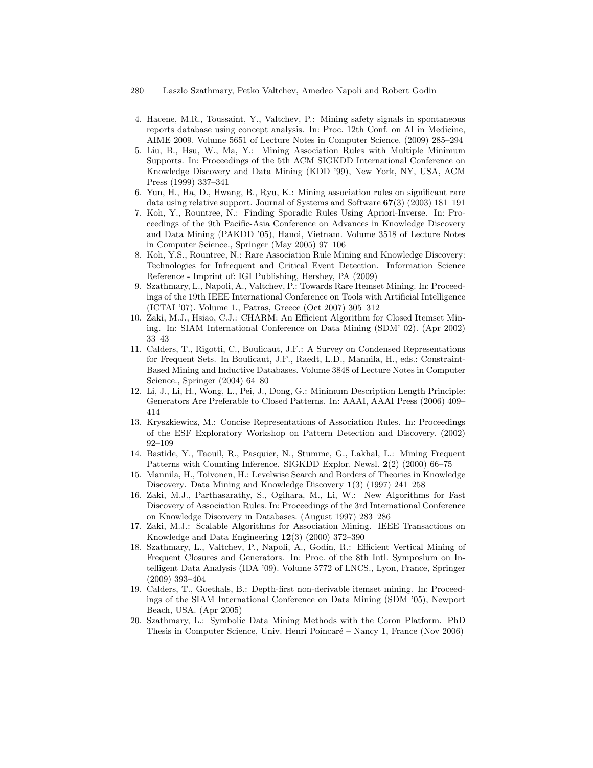4. Hacene, M.R., Toussaint, Y., Valtchev, P.: Mining safety signals in spontaneous reports database using concept analysis. In: Proc. 12th Conf. on AI in Medicine, AIME 2009. Volume 5651 of Lecture Notes in Computer Science. (2009) 285–294
5. Liu, B., Hsu, W., Ma, Y.: Mining Association Rules with Multiple Minimum Supports. In: Proceedings of the 5th ACM SIGKDD International Conference on Knowledge Discovery and Data Mining (KDD '99), New York, NY, USA, ACM Press (1999) 337–341
6. Yun, H., Ha, D., Hwang, B., Ryu, K.: Mining association rules on significant rare data using relative support. Journal of Systems and Software **67**(3) (2003) 181–191
7. Koh, Y., Rountree, N.: Finding Sporadic Rules Using Apriori-Inverse. In: Proceedings of the 9th Pacific-Asia Conference on Advances in Knowledge Discovery and Data Mining (PAKDD '05), Hanoi, Vietnam. Volume 3518 of Lecture Notes in Computer Science., Springer (May 2005) 97–106
8. Koh, Y.S., Rountree, N.: Rare Association Rule Mining and Knowledge Discovery: Technologies for Infrequent and Critical Event Detection. Information Science Reference - Imprint of: IGI Publishing, Hershey, PA (2009)
9. Szathmary, L., Napoli, A., Valtchev, P.: Towards Rare Itemset Mining. In: Proceedings of the 19th IEEE International Conference on Tools with Artificial Intelligence (ICTAI '07). Volume 1., Patras, Greece (Oct 2007) 305–312
10. Zaki, M.J., Hsiao, C.J.: CHARM: An Efficient Algorithm for Closed Itemset Mining. In: SIAM International Conference on Data Mining (SDM' 02). (Apr 2002) 33–43
11. Calders, T., Rigotti, C., Boulicaut, J.F.: A Survey on Condensed Representations for Frequent Sets. In Boulicaut, J.F., Raedt, L.D., Mannila, H., eds.: Constraint-Based Mining and Inductive Databases. Volume 3848 of Lecture Notes in Computer Science., Springer (2004) 64–80
12. Li, J., Li, H., Wong, L., Pei, J., Dong, G.: Minimum Description Length Principle: Generators Are Preferable to Closed Patterns. In: AAAI, AAAI Press (2006) 409–414
13. Kryszkiewicz, M.: Concise Representations of Association Rules. In: Proceedings of the ESF Exploratory Workshop on Pattern Detection and Discovery. (2002) 92–109
14. Bastide, Y., Taouil, R., Pasquier, N., Stumme, G., Lakhal, L.: Mining Frequent Patterns with Counting Inference. SIGKDD Explor. Newsl. **2**(2) (2000) 66–75
15. Mannila, H., Toivonen, H.: Levelwise Search and Borders of Theories in Knowledge Discovery. Data Mining and Knowledge Discovery **1**(3) (1997) 241–258
16. Zaki, M.J., Parthasarathy, S., Ogihara, M., Li, W.: New Algorithms for Fast Discovery of Association Rules. In: Proceedings of the 3rd International Conference on Knowledge Discovery in Databases. (August 1997) 283–286
17. Zaki, M.J.: Scalable Algorithms for Association Mining. IEEE Transactions on Knowledge and Data Engineering **12**(3) (2000) 372–390
18. Szathmary, L., Valtchev, P., Napoli, A., Godin, R.: Efficient Vertical Mining of Frequent Closures and Generators. In: Proc. of the 8th Intl. Symposium on Intelligent Data Analysis (IDA '09). Volume 5772 of LNCS., Lyon, France, Springer (2009) 393–404
19. Calders, T., Goethals, B.: Depth-first non-derivable itemset mining. In: Proceedings of the SIAM International Conference on Data Mining (SDM '05), Newport Beach, USA. (Apr 2005)
20. Szathmary, L.: Symbolic Data Mining Methods with the Coron Platform. PhD Thesis in Computer Science, Univ. Henri Poincaré – Nancy 1, France (Nov 2006)